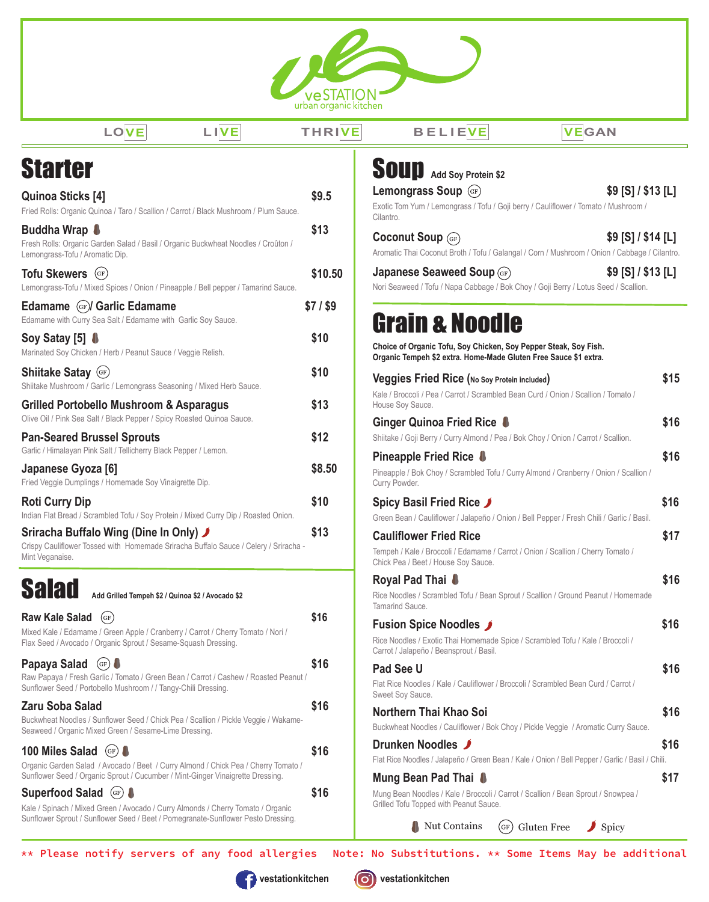# veSTATION
urban organic kitchen

LOVE LIVE THRIVE BELIEVE VEGAN

## Starter

**Quinoa Sticks [4]** — $9.5
Fried Rolls: Organic Quinoa / Taro / Scallion / Carrot / Black Mushroom / Plum Sauce.

**Buddha Wrap** (Nut Contains) — $13
Fresh Rolls: Organic Garden Salad / Basil / Organic Buckwheat Noodles / Croûton / Lemongrass-Tofu / Aromatic Dip.

**Tofu Skewers** (GF) — $10.50
Lemongrass-Tofu / Mixed Spices / Onion / Pineapple / Bell pepper / Tamarind Sauce.

**Edamame** (GF) **/ Garlic Edamame** — $7 / $9
Edamame with Curry Sea Salt / Edamame with Garlic Soy Sauce.

**Soy Satay [5]** (Nut Contains) — $10
Marinated Soy Chicken / Herb / Peanut Sauce / Veggie Relish.

**Shiitake Satay** (GF) — $10
Shiitake Mushroom / Garlic / Lemongrass Seasoning / Mixed Herb Sauce.

**Grilled Portobello Mushroom & Asparagus** — $13
Olive Oil / Pink Sea Salt / Black Pepper / Spicy Roasted Quinoa Sauce.

**Pan-Seared Brussel Sprouts** — $12
Garlic / Himalayan Pink Salt / Tellicherry Black Pepper / Lemon.

**Japanese Gyoza [6]** — $8.50
Fried Veggie Dumplings / Homemade Soy Vinaigrette Dip.

**Roti Curry Dip** — $10
Indian Flat Bread / Scrambled Tofu / Soy Protein / Mixed Curry Dip / Roasted Onion.

**Sriracha Buffalo Wing (Dine In Only)** (Spicy) — $13
Crispy Cauliflower Tossed with Homemade Sriracha Buffalo Sauce / Celery / Sriracha - Mint Veganaise.

## Salad
**Add Grilled Tempeh $2 / Quinoa $2 / Avocado $2**

**Raw Kale Salad** (GF) — $16
Mixed Kale / Edamame / Green Apple / Cranberry / Carrot / Cherry Tomato / Nori / Flax Seed / Avocado / Organic Sprout / Sesame-Squash Dressing.

**Papaya Salad** (GF) (Nut Contains) — $16
Raw Papaya / Fresh Garlic / Tomato / Green Bean / Carrot / Cashew / Roasted Peanut / Sunflower Seed / Portobello Mushroom / / Tangy-Chili Dressing.

**Zaru Soba Salad** — $16
Buckwheat Noodles / Sunflower Seed / Chick Pea / Scallion / Pickle Veggie / Wakame-Seaweed / Organic Mixed Green / Sesame-Lime Dressing.

**100 Miles Salad** (GF) (Nut Contains) — $16
Organic Garden Salad / Avocado / Beet / Curry Almond / Chick Pea / Cherry Tomato / Sunflower Seed / Organic Sprout / Cucumber / Mint-Ginger Vinaigrette Dressing.

**Superfood Salad** (GF) (Nut Contains) — $16
Kale / Spinach / Mixed Green / Avocado / Curry Almonds / Cherry Tomato / Organic Sunflower Sprout / Sunflower Seed / Beet / Pomegranate-Sunflower Pesto Dressing.

## Soup
**Add Soy Protein $2**

**Lemongrass Soup** (GF) — $9 [S] / $13 [L]
Exotic Tom Yum / Lemongrass / Tofu / Goji berry / Cauliflower / Tomato / Mushroom / Cilantro.

**Coconut Soup** (GF) — $9 [S] / $14 [L]
Aromatic Thai Coconut Broth / Tofu / Galangal / Corn / Mushroom / Onion / Cabbage / Cilantro.

**Japanese Seaweed Soup** (GF) — $9 [S] / $13 [L]
Nori Seaweed / Tofu / Napa Cabbage / Bok Choy / Goji Berry / Lotus Seed / Scallion.

## Grain & Noodle

**Choice of Organic Tofu, Soy Chicken, Soy Pepper Steak, Soy Fish.**
**Organic Tempeh $2 extra. Home-Made Gluten Free Sauce $1 extra.**

**Veggies Fried Rice (No Soy Protein included)** — $15
Kale / Broccoli / Pea / Carrot / Scrambled Bean Curd / Onion / Scallion / Tomato / House Soy Sauce.

**Ginger Quinoa Fried Rice** (Nut Contains) — $16
Shiitake / Goji Berry / Curry Almond / Pea / Bok Choy / Onion / Carrot / Scallion.

**Pineapple Fried Rice** (Nut Contains) — $16
Pineapple / Bok Choy / Scrambled Tofu / Curry Almond / Cranberry / Onion / Scallion / Curry Powder.

**Spicy Basil Fried Rice** (Spicy) — $16
Green Bean / Cauliflower / Jalapeño / Onion / Bell Pepper / Fresh Chili / Garlic / Basil.

**Cauliflower Fried Rice** — $17
Tempeh / Kale / Broccoli / Edamame / Carrot / Onion / Scallion / Cherry Tomato / Chick Pea / Beet / House Soy Sauce.

**Royal Pad Thai** (Nut Contains) — $16
Rice Noodles / Scrambled Tofu / Bean Sprout / Scallion / Ground Peanut / Homemade Tamarind Sauce.

**Fusion Spice Noodles** (Spicy) — $16
Rice Noodles / Exotic Thai Homemade Spice / Scrambled Tofu / Kale / Broccoli / Carrot / Jalapeño / Beansprout / Basil.

**Pad See U** — $16
Flat Rice Noodles / Kale / Cauliflower / Broccoli / Scrambled Bean Curd / Carrot / Sweet Soy Sauce.

**Northern Thai Khao Soi** — $16
Buckwheat Noodles / Cauliflower / Bok Choy / Pickle Veggie / Aromatic Curry Sauce.

**Drunken Noodles** (Spicy) — $16
Flat Rice Noodles / Jalapeño / Green Bean / Kale / Onion / Bell Pepper / Garlic / Basil / Chili.

**Mung Bean Pad Thai** (Nut Contains) — $17
Mung Bean Noodles / Kale / Broccoli / Carrot / Scallion / Bean Sprout / Snowpea / Grilled Tofu Topped with Peanut Sauce.

Nut Contains | (GF) Gluten Free | Spicy

** Please notify servers of any food allergies Note: No Substitutions. ** Some Items May be additional

vestationkitchen (Facebook) | vestationkitchen (Instagram)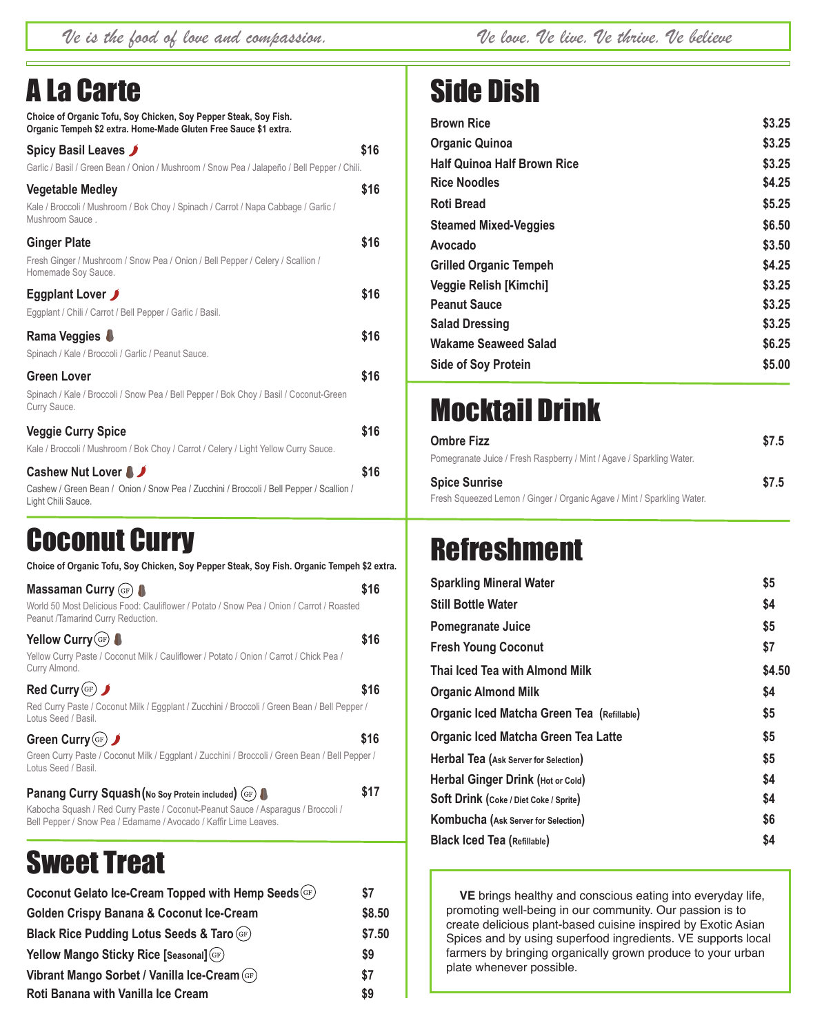*Ve is the food of love and compassion.* *Ve love. Ve live. Ve thrive. Ve believe*

# A La Carte

**Choice of Organic Tofu, Soy Chicken, Soy Pepper Steak, Soy Fish. Organic Tempeh $2 extra. Home-Made Gluten Free Sauce $1 extra.**

**Spicy Basil Leaves** — $16
Garlic / Basil / Green Bean / Onion / Mushroom / Snow Pea / Jalapeño / Bell Pepper / Chili.

**Vegetable Medley** — $16
Kale / Broccoli / Mushroom / Bok Choy / Spinach / Carrot / Napa Cabbage / Garlic / Mushroom Sauce .

**Ginger Plate** — $16
Fresh Ginger / Mushroom / Snow Pea / Onion / Bell Pepper / Celery / Scallion / Homemade Soy Sauce.

**Eggplant Lover** — $16
Eggplant / Chili / Carrot / Bell Pepper / Garlic / Basil.

**Rama Veggies** — $16
Spinach / Kale / Broccoli / Garlic / Peanut Sauce.

**Green Lover** — $16
Spinach / Kale / Broccoli / Snow Pea / Bell Pepper / Bok Choy / Basil / Coconut-Green Curry Sauce.

**Veggie Curry Spice** — $16
Kale / Broccoli / Mushroom / Bok Choy / Carrot / Celery / Light Yellow Curry Sauce.

**Cashew Nut Lover** — $16
Cashew / Green Bean / Onion / Snow Pea / Zucchini / Broccoli / Bell Pepper / Scallion / Light Chili Sauce.

# Coconut Curry

**Choice of Organic Tofu, Soy Chicken, Soy Pepper Steak, Soy Fish. Organic Tempeh $2 extra.**

**Massaman Curry** (GF) — $16
World 50 Most Delicious Food: Cauliflower / Potato / Snow Pea / Onion / Carrot / Roasted Peanut /Tamarind Curry Reduction.

**Yellow Curry** (GF) — $16
Yellow Curry Paste / Coconut Milk / Cauliflower / Potato / Onion / Carrot / Chick Pea / Curry Almond.

**Red Curry** (GF) — $16
Red Curry Paste / Coconut Milk / Eggplant / Zucchini / Broccoli / Green Bean / Bell Pepper / Lotus Seed / Basil.

**Green Curry** (GF) — $16
Green Curry Paste / Coconut Milk / Eggplant / Zucchini / Broccoli / Green Bean / Bell Pepper / Lotus Seed / Basil.

**Panang Curry Squash (No Soy Protein included)** (GF) — $17
Kabocha Squash / Red Curry Paste / Coconut-Peanut Sauce / Asparagus / Broccoli / Bell Pepper / Snow Pea / Edamame / Avocado / Kaffir Lime Leaves.

# Sweet Treat

| | |
|---|---|
| Coconut Gelato Ice-Cream Topped with Hemp Seeds (GF) | $7 |
| Golden Crispy Banana & Coconut Ice-Cream | $8.50 |
| Black Rice Pudding Lotus Seeds & Taro (GF) | $7.50 |
| Yellow Mango Sticky Rice [Seasonal] (GF) | $9 |
| Vibrant Mango Sorbet / Vanilla Ice-Cream (GF) | $7 |
| Roti Banana with Vanilla Ice Cream | $9 |

# Side Dish

| | |
|---|---|
| Brown Rice | $3.25 |
| Organic Quinoa | $3.25 |
| Half Quinoa Half Brown Rice | $3.25 |
| Rice Noodles | $4.25 |
| Roti Bread | $5.25 |
| Steamed Mixed-Veggies | $6.50 |
| Avocado | $3.50 |
| Grilled Organic Tempeh | $4.25 |
| Veggie Relish [Kimchi] | $3.25 |
| Peanut Sauce | $3.25 |
| Salad Dressing | $3.25 |
| Wakame Seaweed Salad | $6.25 |
| Side of Soy Protein | $5.00 |

# Mocktail Drink

**Ombre Fizz** — $7.5
Pomegranate Juice / Fresh Raspberry / Mint / Agave / Sparkling Water.

**Spice Sunrise** — $7.5
Fresh Squeezed Lemon / Ginger / Organic Agave / Mint / Sparkling Water.

# Refreshment

| | |
|---|---|
| Sparkling Mineral Water | $5 |
| Still Bottle Water | $4 |
| Pomegranate Juice | $5 |
| Fresh Young Coconut | $7 |
| Thai Iced Tea with Almond Milk | $4.50 |
| Organic Almond Milk | $4 |
| Organic Iced Matcha Green Tea (Refillable) | $5 |
| Organic Iced Matcha Green Tea Latte | $5 |
| Herbal Tea (Ask Server for Selection) | $5 |
| Herbal Ginger Drink (Hot or Cold) | $4 |
| Soft Drink (Coke / Diet Coke / Sprite) | $4 |
| Kombucha (Ask Server for Selection) | $6 |
| Black Iced Tea (Refillable) | $4 |

**VE** brings healthy and conscious eating into everyday life, promoting well-being in our community. Our passion is to create delicious plant-based cuisine inspired by Exotic Asian Spices and by using superfood ingredients. VE supports local farmers by bringing organically grown produce to your urban plate whenever possible.